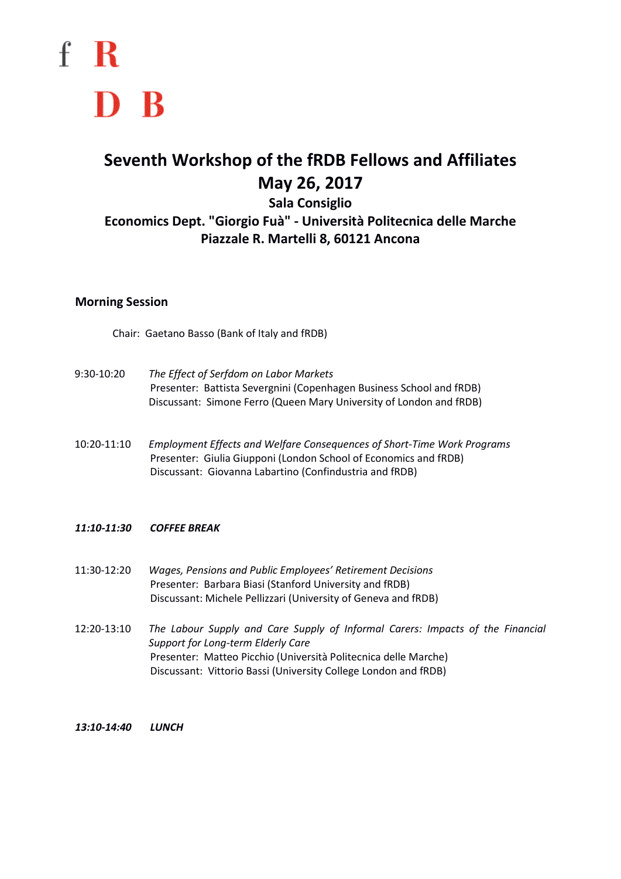f R

D B

# Seventh Workshop of the fRDB Fellows and Affiliates

## May 26, 2017

### Sala Consiglio

### Economics Dept. "Giorgio Fuà" - Università Politecnica delle Marche

### Piazzale R. Martelli 8, 60121 Ancona

## Morning Session

Chair: Gaetano Basso (Bank of Italy and fRDB)

9:30-10:20 *The Effect of Serfdom on Labor Markets*
Presenter: Battista Severgnini (Copenhagen Business School and fRDB)
Discussant: Simone Ferro (Queen Mary University of London and fRDB)

10:20-11:10 *Employment Effects and Welfare Consequences of Short-Time Work Programs*
Presenter: Giulia Giupponi (London School of Economics and fRDB)
Discussant: Giovanna Labartino (Confindustria and fRDB)

***11:10-11:30 COFFEE BREAK***

11:30-12:20 *Wages, Pensions and Public Employees' Retirement Decisions*
Presenter: Barbara Biasi (Stanford University and fRDB)
Discussant: Michele Pellizzari (University of Geneva and fRDB)

12:20-13:10 *The Labour Supply and Care Supply of Informal Carers: Impacts of the Financial Support for Long-term Elderly Care*
Presenter: Matteo Picchio (Università Politecnica delle Marche)
Discussant: Vittorio Bassi (University College London and fRDB)

***13:10-14:40 LUNCH***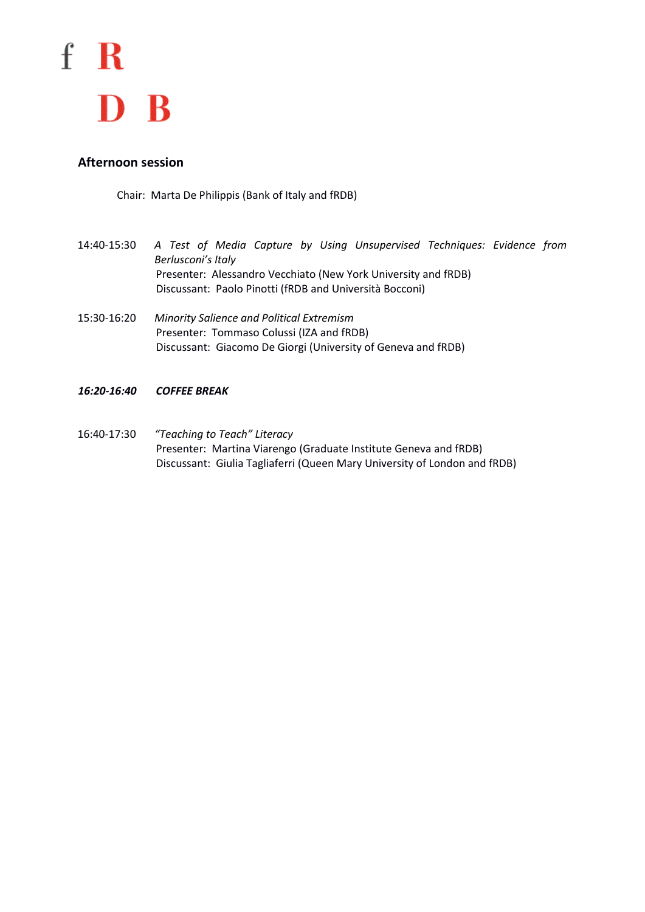f R
D B

## Afternoon session

Chair: Marta De Philippis (Bank of Italy and fRDB)

14:40-15:30 *A Test of Media Capture by Using Unsupervised Techniques: Evidence from Berlusconi's Italy*
Presenter: Alessandro Vecchiato (New York University and fRDB)
Discussant: Paolo Pinotti (fRDB and Università Bocconi)

15:30-16:20 *Minority Salience and Political Extremism*
Presenter: Tommaso Colussi (IZA and fRDB)
Discussant: Giacomo De Giorgi (University of Geneva and fRDB)

***16:20-16:40 COFFEE BREAK***

16:40-17:30 *"Teaching to Teach" Literacy*
Presenter: Martina Viarengo (Graduate Institute Geneva and fRDB)
Discussant: Giulia Tagliaferri (Queen Mary University of London and fRDB)